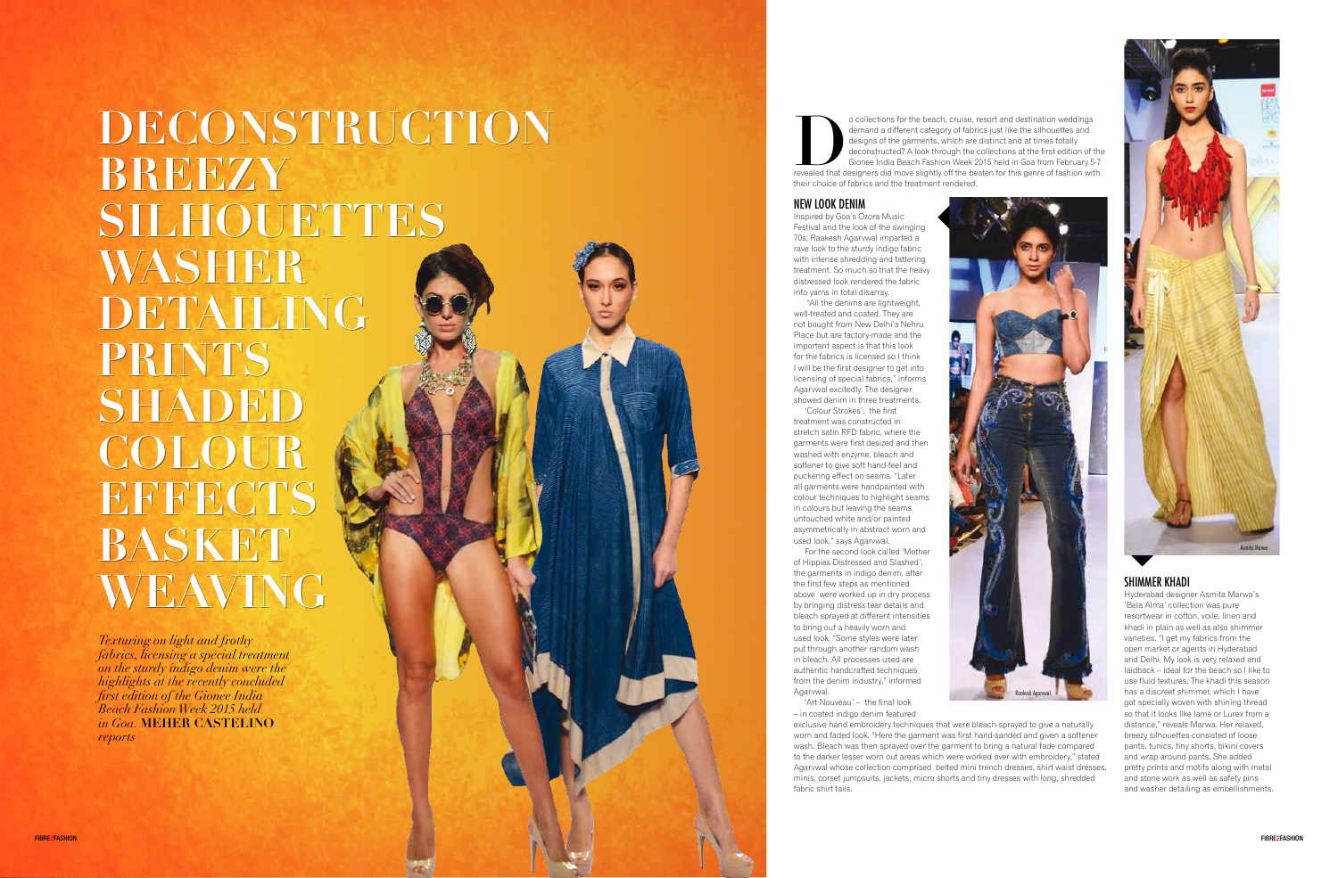# DECONSTRUCTION BREEZY SILHOUETTES WASHER DETAILING PRINTS SHADED COLOUR EFFECTS BASKET WEAVING

*Texturing on light and frothy fabrics, licensing a special treatment on the sturdy indigo denim were the highlights at the recently concluded first edition of the Gionee India Beach Fashion Week 2015 held in Goa.* **MEHER CASTELINO** *reports*

Do collections for the beach, cruise, resort and destination weddings demand a different category of fabrics just like the silhouettes and designs of the garments, which are distinct and at times totally deconstructed? A look through the collections at the first edition of the Gionee India Beach Fashion Week 2015 held in Goa from February 5-7 revealed that designers did move slightly off the beaten for this genre of fashion with their choice of fabrics and the treatment rendered.

## NEW LOOK DENIM

Inspired by Goa's Ozora Music Festival and the look of the swinging 70s, Raakesh Agarvwal imparted a rave look to the sturdy indigo fabric with intense shredding and tattering treatment. So much so that the heavy distressed look rendered the fabric into yarns in total disarray.

"All the denims are lightweight, well-treated and coated. They are not bought from New Delhi's Nehru Place but are factory-made and the important aspect is that this look for the fabrics is licensed so I think I will be the first designer to get into licensing of special fabrics," informs Agarvwal excitedly. The designer showed denim in three treatments.

'Colour Strokes', the first treatment was constructed in stretch satin RFD fabric, where the garments were first desized and then washed with enzyme, bleach and softener to give soft hand-feel and puckering effect on seams. "Later all garments were handpainted with colour techniques to highlight seams in colours but leaving the seams untouched white and/or painted asymmetrically in abstract worn and used look," says Agarvwal.

For the second look called 'Mother of Hippies Distressed and Slashed', the garments in indigo denim, after the first few steps as mentioned above were worked up in dry process by bringing distress tear details and bleach sprayed at different intensities to bring out a heavily worn and used look. "Some styles were later put through another random wash in bleach. All processes used are authentic handcrafted techniques from the denim industry," informed Agarvwal.

'Art Nouveau' – the final look – in coated indigo denim featured exclusive hand embroidery techniques that were bleach-sprayed to give a naturally worn and faded look. "Here the garment was first hand-sanded and given a softener wash. Bleach was then sprayed over the garment to bring a natural fade compared to the darker lesser worn out areas which were worked over with embroidery," stated Agarvwal whose collection comprised belted mini trench dresses, shirt waist dresses, minis, corset jumpsuits, jackets, micro shorts and tiny dresses with long, shredded fabric shirt tails.

Raakesh Agarvwal

Asmita Marwa

## SHIMMER KHADI

Hyderabad designer Asmita Marwa's 'Bela Alma' collection was pure resortwear in cotton, voile, linen and khadi in plain as well as also shimmer varieties. "I get my fabrics from the open market or agents in Hyderabad and Delhi. My look is very relaxed and laidback – ideal for the beach so I like to use fluid textures. The khadi this season has a discreet shimmer, which I have got specially woven with shining thread so that it looks like lamé or Lurex from a distance," reveals Marwa. Her relaxed, breezy silhouettes consisted of loose pants, tunics, tiny shorts, bikini covers and wrap around pants. She added pretty prints and motifs along with metal and stone work as well as safety pins and washer detailing as embellishments.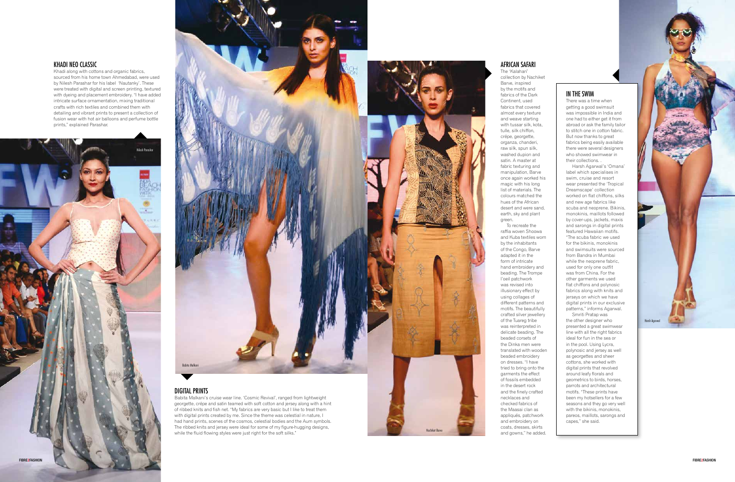## KHADI NEO CLASSIC

Khadi along with cottons and organic fabrics, sourced from his home town Ahmedabad, were used by Nilesh Parashar for his label 'Nautanky'. These were treated with digital and screen printing, textured with dyeing and placement embroidery. "I have added intricate surface ornamentation, mixing traditional crafts with rich textiles and combined them with detailing and vibrant prints to present a collection of fusion wear with hot air balloons and perfume bottle prints," explained Parashar.

Nilesh Parashar

Babita Malkani

## DIGITAL PRINTS

Babita Malkani's cruise wear line, 'Cosmic Revival', ranged from lightweight georgette, crêpe and satin teamed with soft cotton and jersey along with a hint of ribbed knits and fish net. "My fabrics are very basic but I like to treat them with digital prints created by me. Since the theme was celestial in nature, I had hand prints, scenes of the cosmos, celestial bodies and the Aum symbols. The ribbed knits and jersey were ideal for some of my figure-hugging designs, while the fluid flowing styles were just right for the soft silks."

Nachiket Barve

## AFRICAN SAFARI

The 'Kalahari' collection by Nachiket Barve, inspired by the motifs and fabrics of the Dark Continent, used fabrics that covered almost every texture and weave starting with tussar silk, kota, tulle, silk chiffon, crêpe, georgette, organza, chanderi, raw silk, spun silk, washed dupion and satin. A master at fabric texturing and manipulation, Barve once again worked his magic with his long list of materials. The colours matched the hues of the African desert and were sand, earth, sky and plant green.

To recreate the raffia woven Shoowa and Kuba textiles worn by the inhabitants of the Congo, Barve adapted it in the form of intricate hand embroidery and beading. The Trompe l'oeil patchwork was revised into illusionary effect by using collages of different patterns and motifs. The beautifully crafted silver jewellery of the Tuareg tribe was reinterpreted in delicate beading. The beaded corsets of the Dinka men were translated with wooden beaded embroidery on dresses. "I have tried to bring onto the garments the effect of fossils embedded in the desert rock and the finely crafted necklaces and checked fabrics of the Maasai clan as appliqués, patchwork and embroidery on coats, dresses, skirts and gowns," he added.

## IN THE SWIM

There was a time when getting a good swimsuit was impossible in India and one had to either get it from abroad or ask the family tailor to stitch one in cotton fabric. But now thanks to great fabrics being easily available there were several designers who showed swimwear in their collections. .

Harsh Agarwal's 'Omana' label which specialises in swim, cruise and resort wear presented the 'Tropical Dreamscape' collection worked on flat chiffons, silks and new age fabrics like scuba and neoprene. Bikinis, monokinis, maillots followed by cover-ups, jackets, maxis and sarongs in digital prints featured Hawaiian motifs. "The scuba fabric we used for the bikinis, monokinis and swimsuits were sourced from Bandra in Mumbai while the neoprene fabric, used for only one outfit was from China. For the other garments we used flat chiffons and polynosic fabrics along with knits and jerseys on which we have digital prints in our exclusive patterns," informs Agarwal.

Smriti Pratap was the other designer who presented a great swimwear line with all the right fabrics ideal for fun in the sea or in the pool. Using Lycra, polynosic and jersey as well as georgettes and sheer cottons, she worked with digital prints that revolved around leafy florals and geometrics to birds, horses, parrots and architectural motifs. "These prints have been my hotsellers for a few seasons and they go very well with the bikinis, monokinis, pareos, maillots, sarongs and capes," she said.

Harsh Agarwal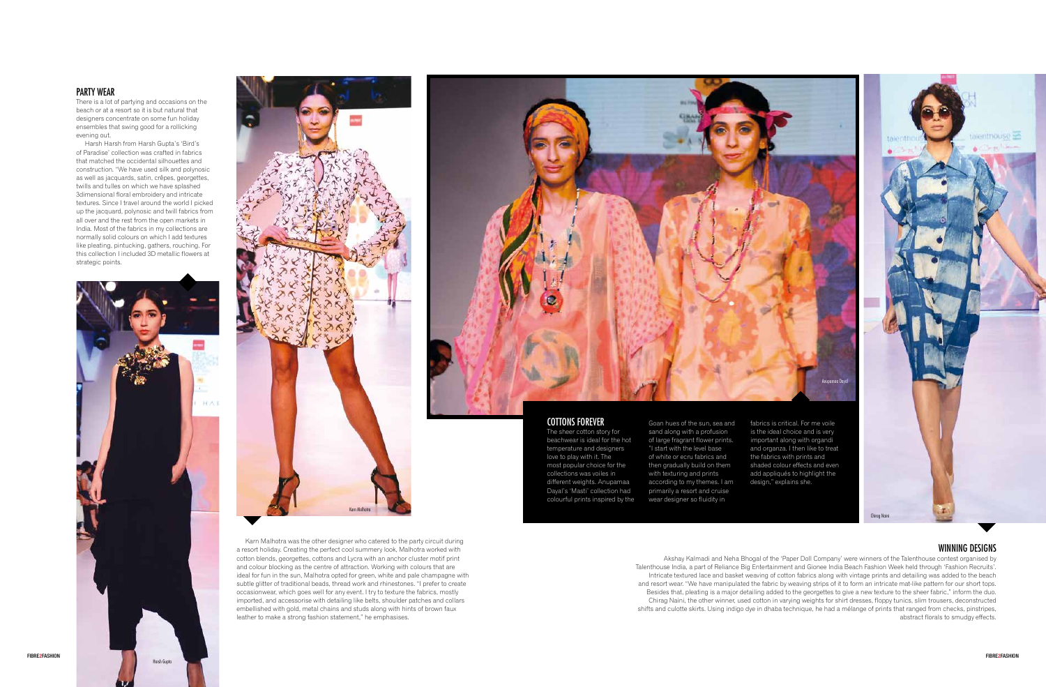## PARTY WEAR

There is a lot of partying and occasions on the beach or at a resort so it is but natural that designers concentrate on some fun holiday ensembles that swing good for a rollicking evening out.

Harsh Harsh from Harsh Gupta's 'Bird's of Paradise' collection was crafted in fabrics that matched the occidental silhouettes and construction. "We have used silk and polynosic as well as jacquards, satin, crêpes, georgettes, twills and tulles on which we have splashed 3dimensional floral embroidery and intricate textures. Since I travel around the world I picked up the jacquard, polynosic and twill fabrics from all over and the rest from the open markets in India. Most of the fabrics in my collections are normally solid colours on which I add textures like pleating, pintucking, gathers, rouching. For this collection I included 3D metallic flowers at strategic points.

Harsh Gupta

Karn Malhotra

Karn Malhotra was the other designer who catered to the party circuit during a resort holiday. Creating the perfect cool summery look, Malhotra worked with cotton blends, georgettes, cottons and Lycra with an anchor cluster motif print and colour blocking as the centre of attraction. Working with colours that are ideal for fun in the sun, Malhotra opted for green, white and pale champagne with subtle glitter of traditional beads, thread work and rhinestones. "I prefer to create occasionwear, which goes well for any event. I try to texture the fabrics, mostly imported, and accessorise with detailing like belts, shoulder patches and collars embellished with gold, metal chains and studs along with hints of brown faux leather to make a strong fashion statement," he emphasises.

Anupamaa Dayal

## COTTONS FOREVER

The sheer cotton story for beachwear is ideal for the hot temperature and designers love to play with it. The most popular choice for the collections was voiles in different weights. Anupamaa Dayal's 'Masti' collection had colourful prints inspired by the Goan hues of the sun, sea and sand along with a profusion of large fragrant flower prints. "I start with the level base of white or ecru fabrics and then gradually build on them with texturing and prints according to my themes. I am primarily a resort and cruise wear designer so fluidity in fabrics is critical. For me voile is the ideal choice and is very important along with organdi and organza. I then like to treat the fabrics with prints and shaded colour effects and even add appliqués to highlight the design," explains she.

Chirag Naini

## WINNING DESIGNS

Akshay Kalmadi and Neha Bhogal of the 'Paper Doll Company' were winners of the Talenthouse contest organised by Talenthouse India, a part of Reliance Big Entertainment and Gionee India Beach Fashion Week held through 'Fashion Recruits'.

Intricate textured lace and basket weaving of cotton fabrics along with vintage prints and detailing was added to the beach and resort wear. "We have manipulated the fabric by weaving strips of it to form an intricate mat-like pattern for our short tops. Besides that, pleating is a major detailing added to the georgettes to give a new texture to the sheer fabric," inform the duo.

Chirag Naini, the other winner, used cotton in varying weights for shirt dresses, floppy tunics, slim trousers, deconstructed shifts and culotte skirts. Using indigo dye in dhaba technique, he had a mélange of prints that ranged from checks, pinstripes, abstract florals to smudgy effects.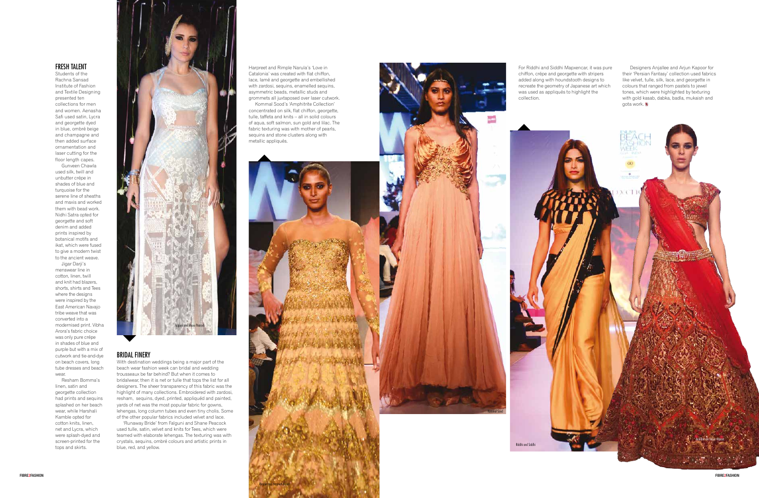## FRESH TALENT

Students of the Rachna Sansad Institute of Fashion and Textile Designing presented ten collections for men and women. Aenasha Safi used satin, Lycra and georgette dyed in blue, ombré beige and champagne and then added surface ornamentation and laser cutting for the floor length capes.

Gunveen Chawla used silk, twill and unbutter crêpe in shades of blue and turquoise for the serene line of sheaths and maxis and worked them with bead work. Nidhi Satra opted for georgette and soft denim and added prints inspired by botanical motifs and ikat, which were fused to give a modern twist to the ancient weave.

Jigar Darji's menswear line in cotton, linen, twill and knit had blazers, shorts, shirts and Tees where the designs were inspired by the East American Navajo tribe weave that was converted into a modernised print. Vibha Arora's fabric choice was only pure crêpe in shades of blue and purple but with a mix of cutwork and tie-and-dye on beach covers, long tube dresses and beach wear.

Resham Bomma's linen, satin and georgette collection had prints and sequins splashed on her beach wear, while Harshali Kamble opted for cotton knits, linen, net and Lycra, which were splash-dyed and screen-printed for the tops and skirts.

Falguni and Shane Peacock

## BRIDAL FINERY

With destination weddings being a major part of the beach wear fashion week can bridal and wedding trousseaux be far behind? But when it comes to bridalwear, then it is net or tulle that tops the list for all designers. The sheer transparency of this fabric was the highlight of many collections. Embroidered with zardosi, resham, sequins, dyed, printed, appliquéd and painted, yards of net was the most popular fabric for gowns, lehengas, long column tubes and even tiny cholis. Some of the other popular fabrics included velvet and lace.

'Runaway Bride' from Falguni and Shane Peacock used tulle, satin, velvet and knits for Tees, which were teamed with elaborate lehengas. The texturing was with crystals, sequins, ombré colours and artistic prints in blue, red, and yellow.

Harpreet and Rimple Narula's 'Love in Catalonia' was created with flat chiffon, lace, lamé and georgette and embellished with zardosi, sequins, enamelled sequins, asymmetric beads, metallic studs and grommets all juxtaposed over laser cutwork.

Kommal Sood's 'Amphitrite Collection' concentrated on silk, flat chiffon, georgette, tulle, taffeta and knits – all in solid colours of aqua, soft salmon, sun gold and lilac. The fabric texturing was with mother of pearls, sequins and stone clusters along with metallic appliqués.

Rimple and Harpreet Narula

Kommal Sood

For Riddhi and Siddhi Mapxencar, it was pure chiffon, crêpe and georgette with stripers added along with houndstooth designs to recreate the geometry of Japanese art which was used as appliqués to highlight the collection.

Designers Anjallee and Arjun Kapoor for their 'Persian Fantasy' collection used fabrics like velvet, tulle, silk, lace, and georgette in colours that ranged from pastels to jewel tones, which were highlighted by texturing with gold kasab, dabka, badla, mukaish and gota work.

Riddhi and Siddhi

Anjallee and Arjun Kapoor